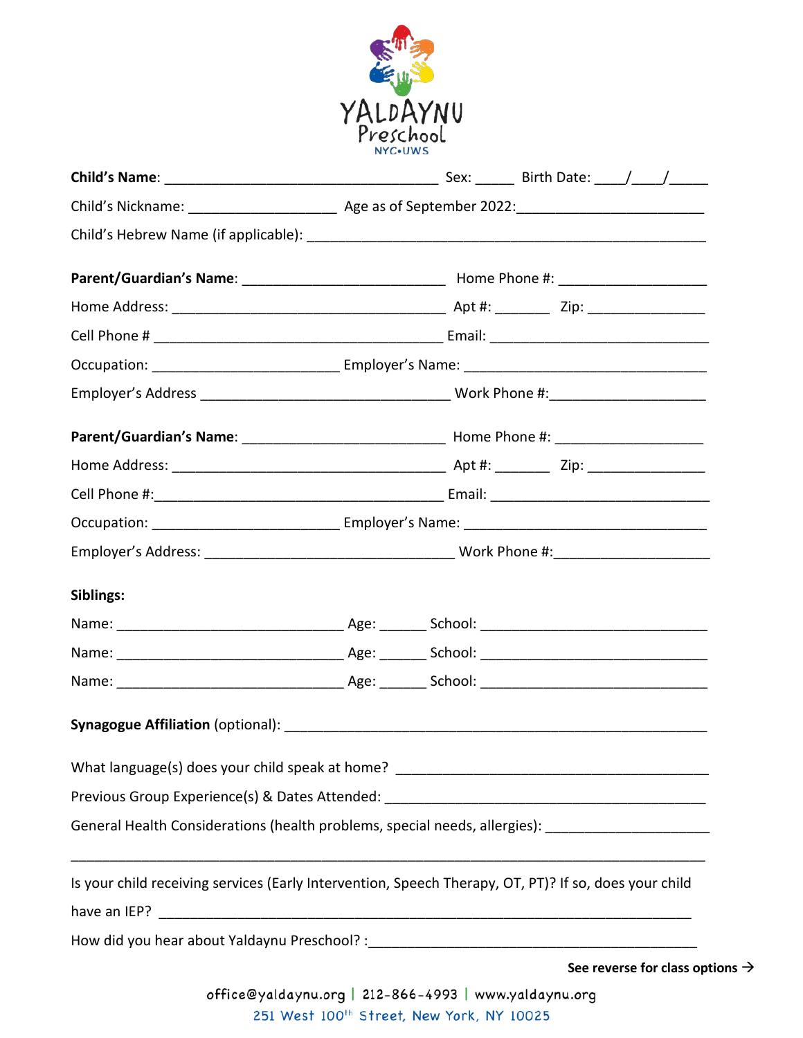# YALDAYNU Preschool

NYC•UWS

**Child's Name**: ___________________________________ Sex: _____ Birth Date: ____/____/_____

Child's Nickname: ___________________ Age as of September 2022:________________________

Child's Hebrew Name (if applicable): ____________________________________________________

**Parent/Guardian's Name**: __________________________ Home Phone #: ___________________

Home Address: ___________________________________ Apt #: _______ Zip: _______________

Cell Phone # _____________________________________ Email: ____________________________

Occupation: ________________________ Employer's Name: _______________________________

Employer's Address ________________________________ Work Phone #:____________________

**Parent/Guardian's Name**: __________________________ Home Phone #: ___________________

Home Address: ___________________________________ Apt #: _______ Zip: _______________

Cell Phone #:_____________________________________ Email: ____________________________

Occupation: ________________________ Employer's Name: _______________________________

Employer's Address: ________________________________ Work Phone #:____________________

**Siblings:**

Name: _____________________________ Age: ______ School: _____________________________

Name: _____________________________ Age: ______ School: _____________________________

Name: _____________________________ Age: ______ School: _____________________________

**Synagogue Affiliation** (optional): ______________________________________________________

What language(s) does your child speak at home? ________________________________________

Previous Group Experience(s) & Dates Attended: ________________________________________

General Health Considerations (health problems, special needs, allergies): _____________________

_____________________________________________________________________________

Is your child receiving services (Early Intervention, Speech Therapy, OT, PT)? If so, does your child have an IEP? ____________________________________________________________________

How did you hear about Yaldaynu Preschool? :__________________________________________

**See reverse for class options →**

office@yaldaynu.org | 212-866-4993 | www.yaldaynu.org

251 West 100th Street, New York, NY 10025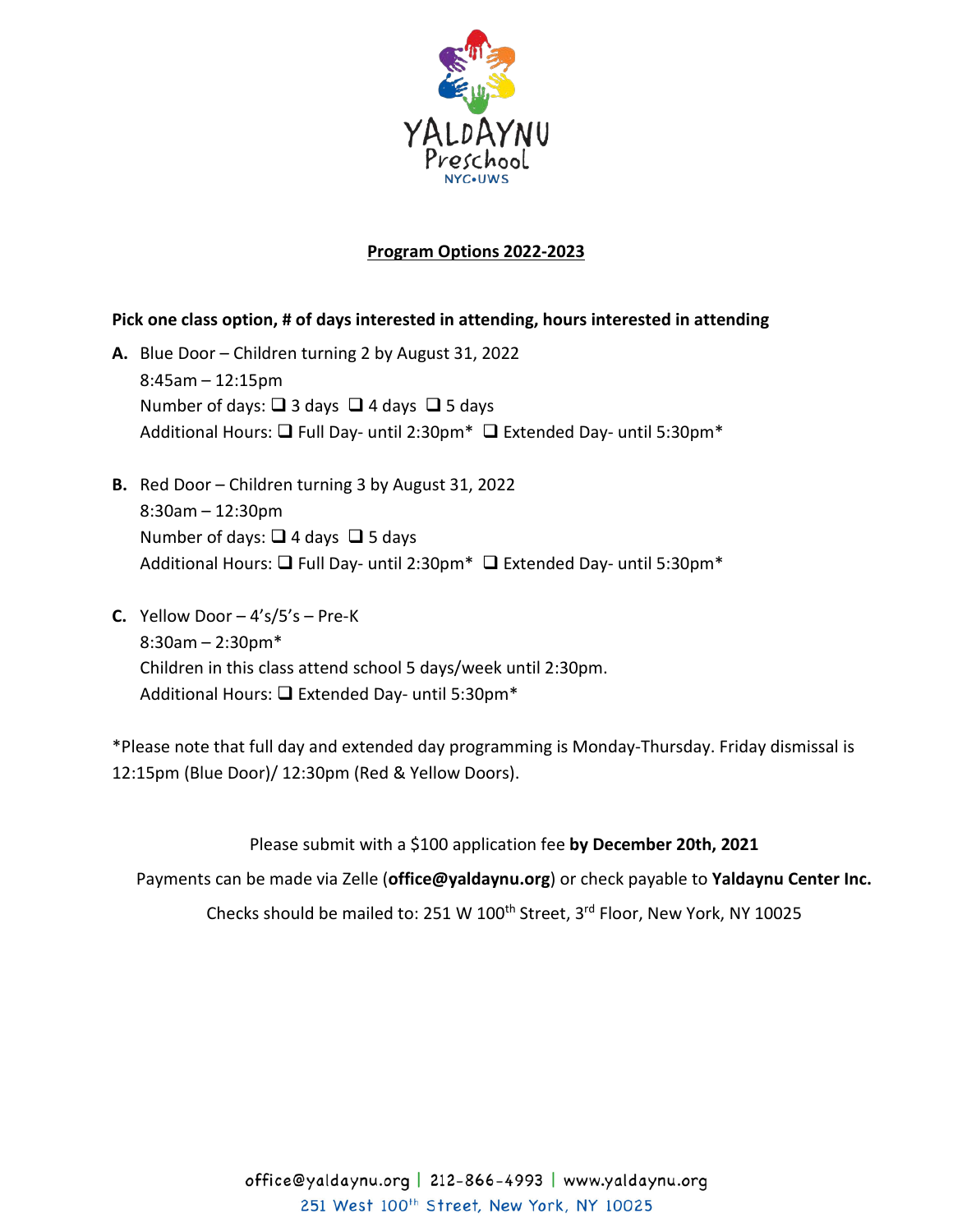YALDAYNU Preschool
NYC•UWS

## Program Options 2022-2023

**Pick one class option, # of days interested in attending, hours interested in attending**

**A.** Blue Door – Children turning 2 by August 31, 2022
8:45am – 12:15pm
Number of days: ❑ 3 days ❑ 4 days ❑ 5 days
Additional Hours: ❑ Full Day- until 2:30pm* ❑ Extended Day- until 5:30pm*

**B.** Red Door – Children turning 3 by August 31, 2022
8:30am – 12:30pm
Number of days: ❑ 4 days ❑ 5 days
Additional Hours: ❑ Full Day- until 2:30pm* ❑ Extended Day- until 5:30pm*

**C.** Yellow Door – 4's/5's – Pre-K
8:30am – 2:30pm*
Children in this class attend school 5 days/week until 2:30pm.
Additional Hours: ❑ Extended Day- until 5:30pm*

*Please note that full day and extended day programming is Monday-Thursday. Friday dismissal is 12:15pm (Blue Door)/ 12:30pm (Red & Yellow Doors).

Please submit with a $100 application fee **by December 20th, 2021**

Payments can be made via Zelle (**office@yaldaynu.org**) or check payable to **Yaldaynu Center Inc.**

Checks should be mailed to: 251 W 100th Street, 3rd Floor, New York, NY 10025

office@yaldaynu.org | 212-866-4993 | www.yaldaynu.org
251 West 100th Street, New York, NY 10025